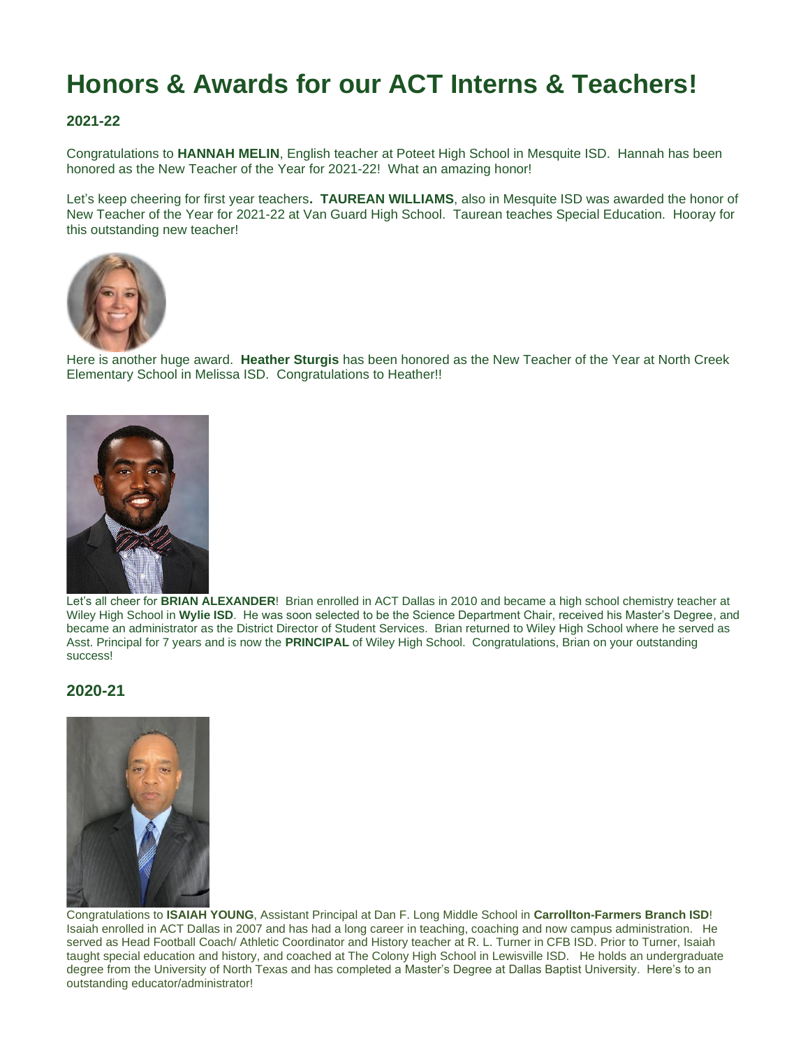# Honors & Awards for our ACT Interns & Teachers!

### 2021-22

Congratulations to **HANNAH MELIN**, English teacher at Poteet High School in Mesquite ISD. Hannah has been honored as the New Teacher of the Year for 2021-22! What an amazing honor!

Let's keep cheering for first year teachers**. TAUREAN WILLIAMS**, also in Mesquite ISD was awarded the honor of New Teacher of the Year for 2021-22 at Van Guard High School. Taurean teaches Special Education. Hooray for this outstanding new teacher!

Here is another huge award. **Heather Sturgis** has been honored as the New Teacher of the Year at North Creek Elementary School in Melissa ISD. Congratulations to Heather!!

Let's all cheer for **BRIAN ALEXANDER**! Brian enrolled in ACT Dallas in 2010 and became a high school chemistry teacher at Wiley High School in **Wylie ISD**. He was soon selected to be the Science Department Chair, received his Master's Degree, and became an administrator as the District Director of Student Services. Brian returned to Wiley High School where he served as Asst. Principal for 7 years and is now the **PRINCIPAL** of Wiley High School. Congratulations, Brian on your outstanding success!

## 2020-21

Congratulations to **ISAIAH YOUNG**, Assistant Principal at Dan F. Long Middle School in **Carrollton-Farmers Branch ISD**! Isaiah enrolled in ACT Dallas in 2007 and has had a long career in teaching, coaching and now campus administration. He served as Head Football Coach/ Athletic Coordinator and History teacher at R. L. Turner in CFB ISD. Prior to Turner, Isaiah taught special education and history, and coached at The Colony High School in Lewisville ISD. He holds an undergraduate degree from the University of North Texas and has completed a Master's Degree at Dallas Baptist University. Here's to an outstanding educator/administrator!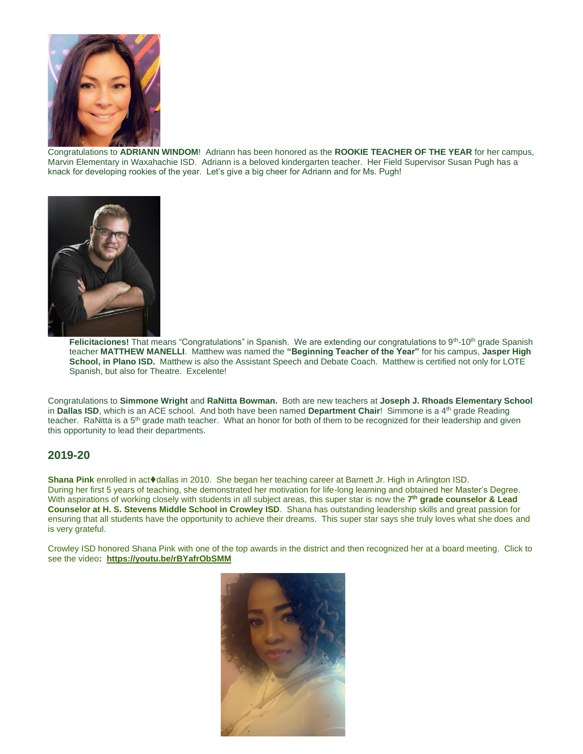Congratulations to **ADRIANN WINDOM**! Adriann has been honored as the **ROOKIE TEACHER OF THE YEAR** for her campus, Marvin Elementary in Waxahachie ISD. Adriann is a beloved kindergarten teacher. Her Field Supervisor Susan Pugh has a knack for developing rookies of the year. Let's give a big cheer for Adriann and for Ms. Pugh!

**Felicitaciones!** That means "Congratulations" in Spanish. We are extending our congratulations to 9th-10th grade Spanish teacher **MATTHEW MANELLI**. Matthew was named the **"Beginning Teacher of the Year"** for his campus, **Jasper High School, in Plano ISD.** Matthew is also the Assistant Speech and Debate Coach. Matthew is certified not only for LOTE Spanish, but also for Theatre. Excelente!

Congratulations to **Simmone Wright** and **RaNitta Bowman.** Both are new teachers at **Joseph J. Rhoads Elementary School** in **Dallas ISD**, which is an ACE school. And both have been named **Department Chair**! Simmone is a 4th grade Reading teacher. RaNitta is a 5th grade math teacher. What an honor for both of them to be recognized for their leadership and given this opportunity to lead their departments.

## 2019-20

**Shana Pink** enrolled in act♦dallas in 2010. She began her teaching career at Barnett Jr. High in Arlington ISD. During her first 5 years of teaching, she demonstrated her motivation for life-long learning and obtained her Master's Degree. With aspirations of working closely with students in all subject areas, this super star is now the **7th grade counselor & Lead Counselor at H. S. Stevens Middle School in Crowley ISD**. Shana has outstanding leadership skills and great passion for ensuring that all students have the opportunity to achieve their dreams. This super star says she truly loves what she does and is very grateful.

Crowley ISD honored Shana Pink with one of the top awards in the district and then recognized her at a board meeting. Click to see the video**: https://youtu.be/rBYafrObSMM**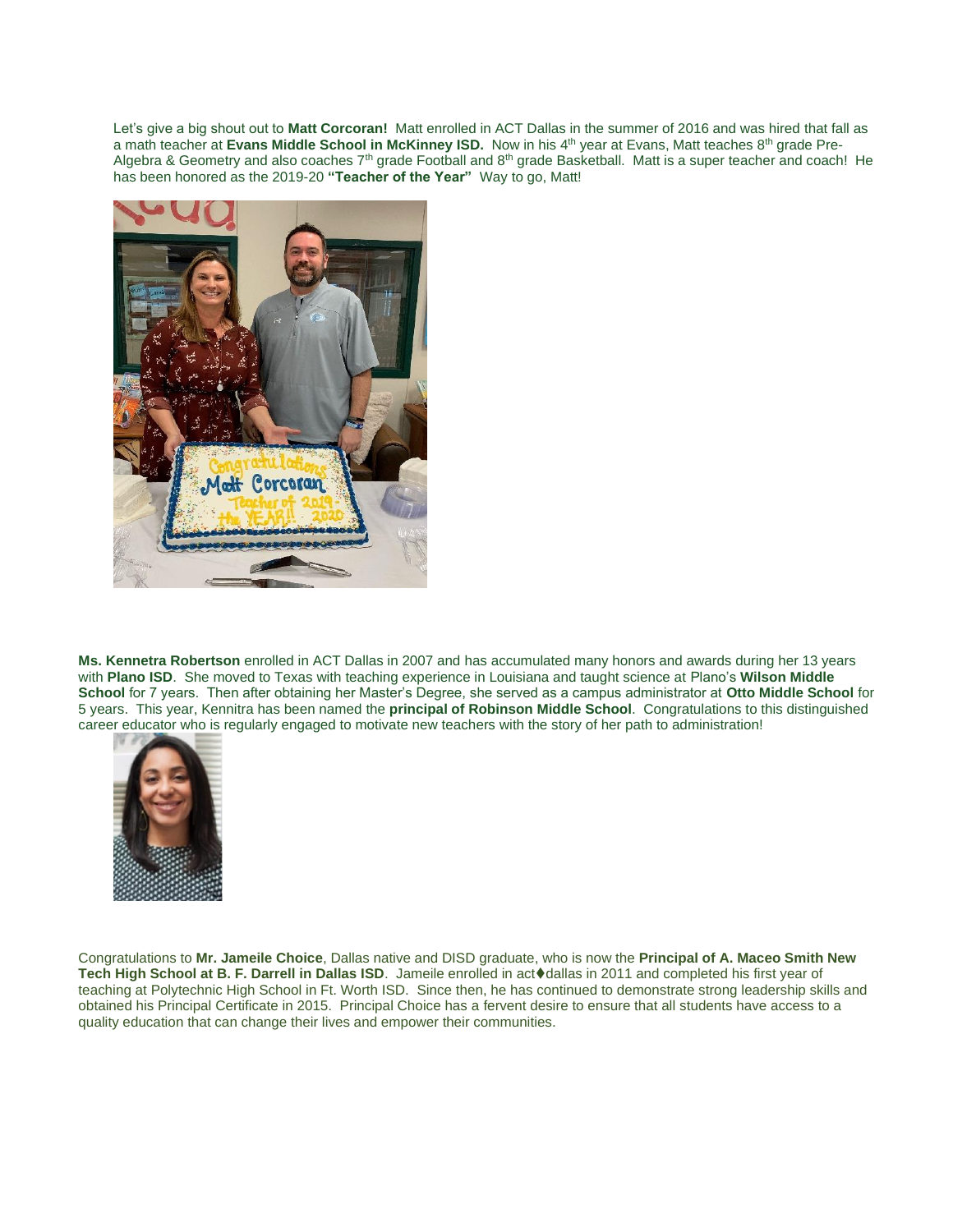Let's give a big shout out to **Matt Corcoran!** Matt enrolled in ACT Dallas in the summer of 2016 and was hired that fall as a math teacher at **Evans Middle School in McKinney ISD.** Now in his 4th year at Evans, Matt teaches 8th grade Pre-Algebra & Geometry and also coaches 7th grade Football and 8th grade Basketball. Matt is a super teacher and coach! He has been honored as the 2019-20 **"Teacher of the Year"** Way to go, Matt!

**Ms. Kennetra Robertson** enrolled in ACT Dallas in 2007 and has accumulated many honors and awards during her 13 years with **Plano ISD**. She moved to Texas with teaching experience in Louisiana and taught science at Plano's **Wilson Middle School** for 7 years. Then after obtaining her Master's Degree, she served as a campus administrator at **Otto Middle School** for 5 years. This year, Kennitra has been named the **principal of Robinson Middle School**. Congratulations to this distinguished career educator who is regularly engaged to motivate new teachers with the story of her path to administration!

Congratulations to **Mr. Jameile Choice**, Dallas native and DISD graduate, who is now the **Principal of A. Maceo Smith New Tech High School at B. F. Darrell in Dallas ISD**. Jameile enrolled in act♦dallas in 2011 and completed his first year of teaching at Polytechnic High School in Ft. Worth ISD. Since then, he has continued to demonstrate strong leadership skills and obtained his Principal Certificate in 2015. Principal Choice has a fervent desire to ensure that all students have access to a quality education that can change their lives and empower their communities.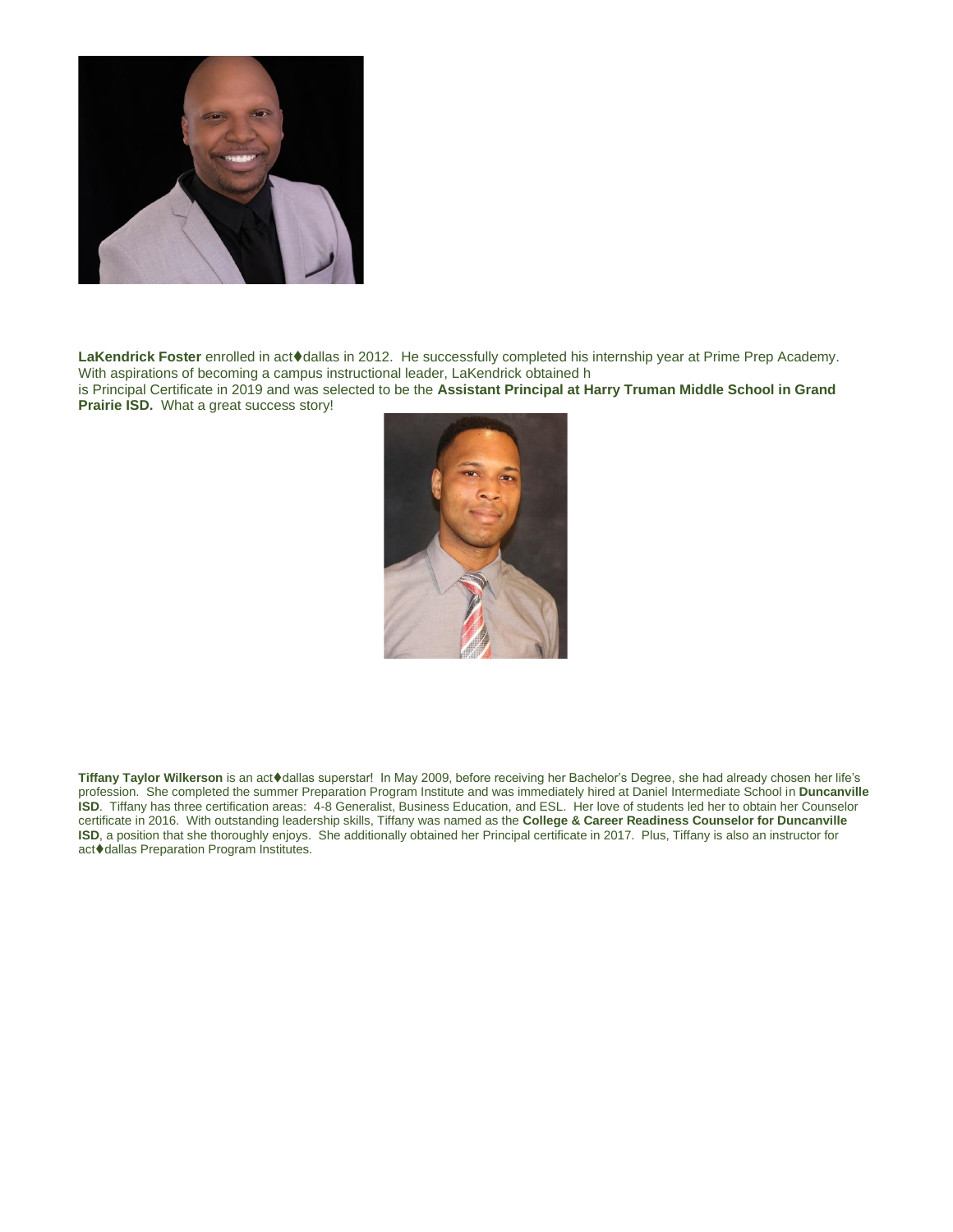**LaKendrick Foster** enrolled in act♦dallas in 2012. He successfully completed his internship year at Prime Prep Academy. With aspirations of becoming a campus instructional leader, LaKendrick obtained h
is Principal Certificate in 2019 and was selected to be the **Assistant Principal at Harry Truman Middle School in Grand Prairie ISD.** What a great success story!

**Tiffany Taylor Wilkerson** is an act♦dallas superstar! In May 2009, before receiving her Bachelor's Degree, she had already chosen her life's profession. She completed the summer Preparation Program Institute and was immediately hired at Daniel Intermediate School in **Duncanville ISD**. Tiffany has three certification areas: 4-8 Generalist, Business Education, and ESL. Her love of students led her to obtain her Counselor certificate in 2016. With outstanding leadership skills, Tiffany was named as the **College & Career Readiness Counselor for Duncanville ISD**, a position that she thoroughly enjoys. She additionally obtained her Principal certificate in 2017. Plus, Tiffany is also an instructor for act♦dallas Preparation Program Institutes.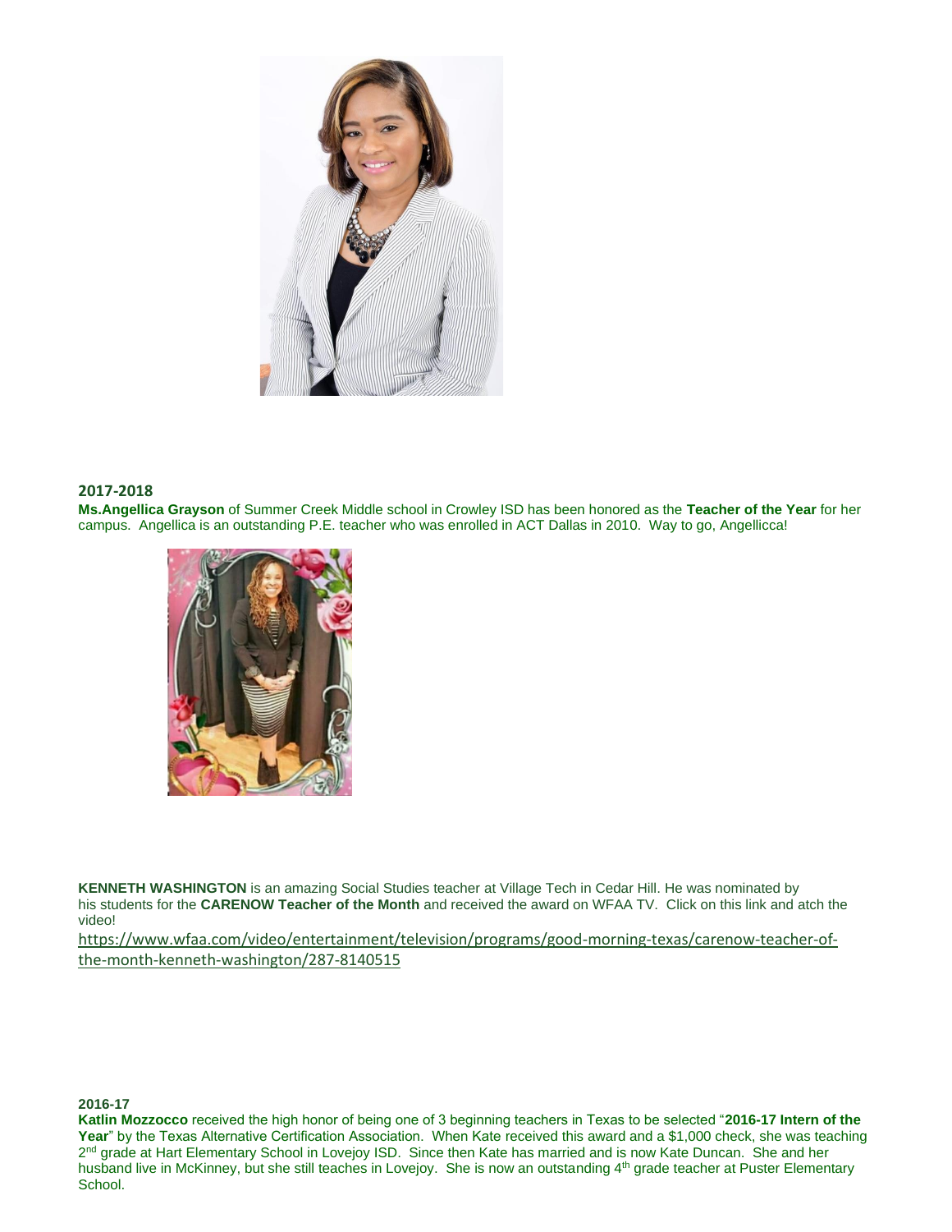### 2017-2018

**Ms.Angellica Grayson** of Summer Creek Middle school in Crowley ISD has been honored as the **Teacher of the Year** for her campus. Angellica is an outstanding P.E. teacher who was enrolled in ACT Dallas in 2010. Way to go, Angellicca!

**KENNETH WASHINGTON** is an amazing Social Studies teacher at Village Tech in Cedar Hill. He was nominated by his students for the **CARENOW Teacher of the Month** and received the award on WFAA TV. Click on this link and atch the video!

https://www.wfaa.com/video/entertainment/television/programs/good-morning-texas/carenow-teacher-of-the-month-kenneth-washington/287-8140515

### 2016-17

**Katlin Mozzocco** received the high honor of being one of 3 beginning teachers in Texas to be selected "**2016-17 Intern of the Year**" by the Texas Alternative Certification Association. When Kate received this award and a $1,000 check, she was teaching 2nd grade at Hart Elementary School in Lovejoy ISD. Since then Kate has married and is now Kate Duncan. She and her husband live in McKinney, but she still teaches in Lovejoy. She is now an outstanding 4th grade teacher at Puster Elementary School.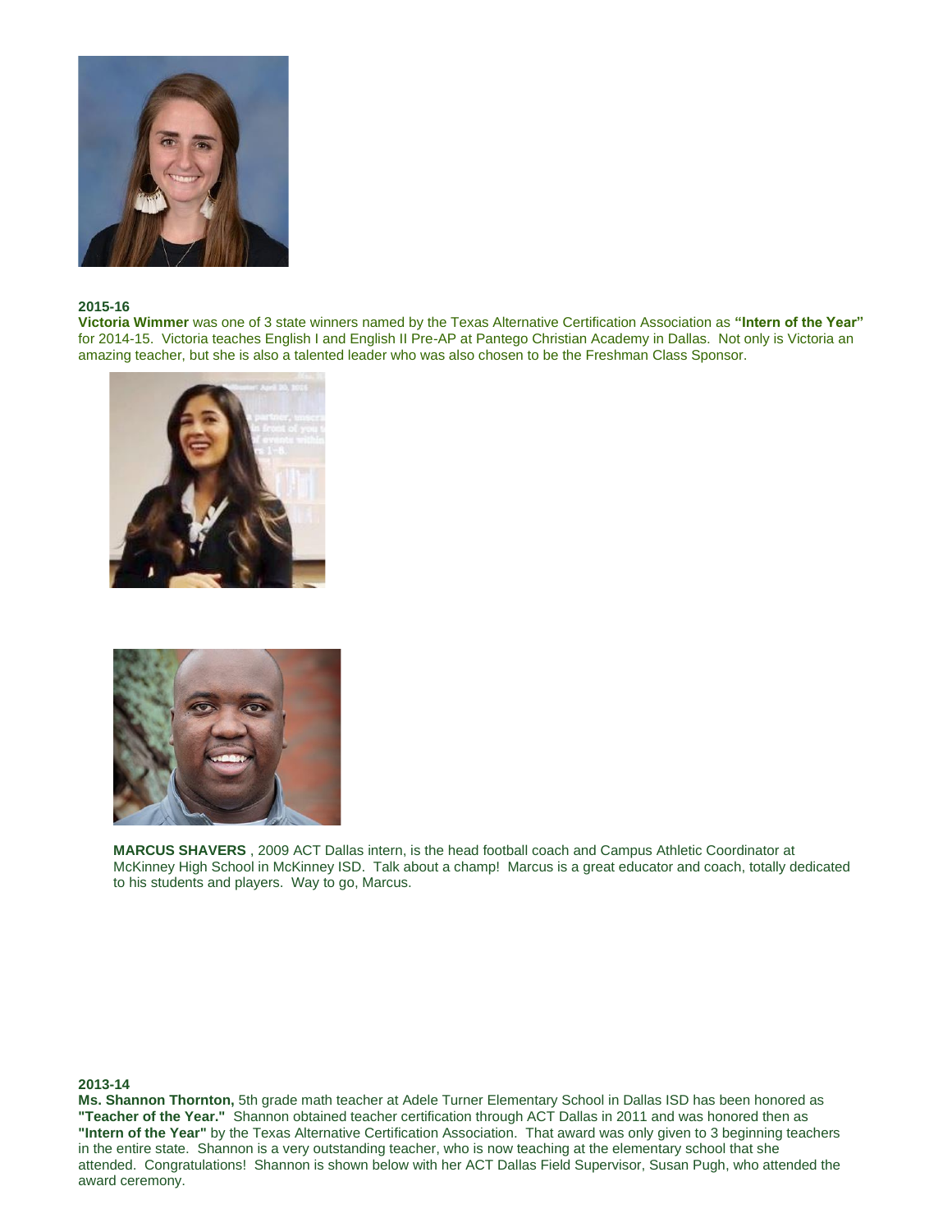**2015-16**

**Victoria Wimmer** was one of 3 state winners named by the Texas Alternative Certification Association as **"Intern of the Year"** for 2014-15. Victoria teaches English I and English II Pre-AP at Pantego Christian Academy in Dallas. Not only is Victoria an amazing teacher, but she is also a talented leader who was also chosen to be the Freshman Class Sponsor.

**MARCUS SHAVERS** , 2009 ACT Dallas intern, is the head football coach and Campus Athletic Coordinator at McKinney High School in McKinney ISD. Talk about a champ! Marcus is a great educator and coach, totally dedicated to his students and players. Way to go, Marcus.

**2013-14**

**Ms. Shannon Thornton,** 5th grade math teacher at Adele Turner Elementary School in Dallas ISD has been honored as **"Teacher of the Year."** Shannon obtained teacher certification through ACT Dallas in 2011 and was honored then as **"Intern of the Year"** by the Texas Alternative Certification Association. That award was only given to 3 beginning teachers in the entire state. Shannon is a very outstanding teacher, who is now teaching at the elementary school that she attended. Congratulations! Shannon is shown below with her ACT Dallas Field Supervisor, Susan Pugh, who attended the award ceremony.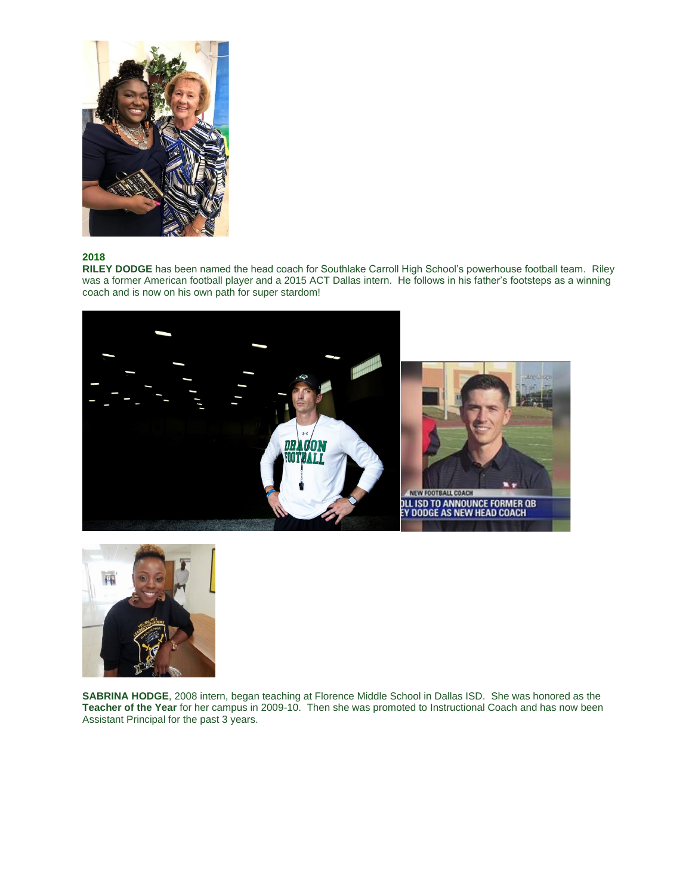**2018**

**RILEY DODGE** has been named the head coach for Southlake Carroll High School's powerhouse football team. Riley was a former American football player and a 2015 ACT Dallas intern. He follows in his father's footsteps as a winning coach and is now on his own path for super stardom!

**SABRINA HODGE**, 2008 intern, began teaching at Florence Middle School in Dallas ISD. She was honored as the **Teacher of the Year** for her campus in 2009-10. Then she was promoted to Instructional Coach and has now been Assistant Principal for the past 3 years.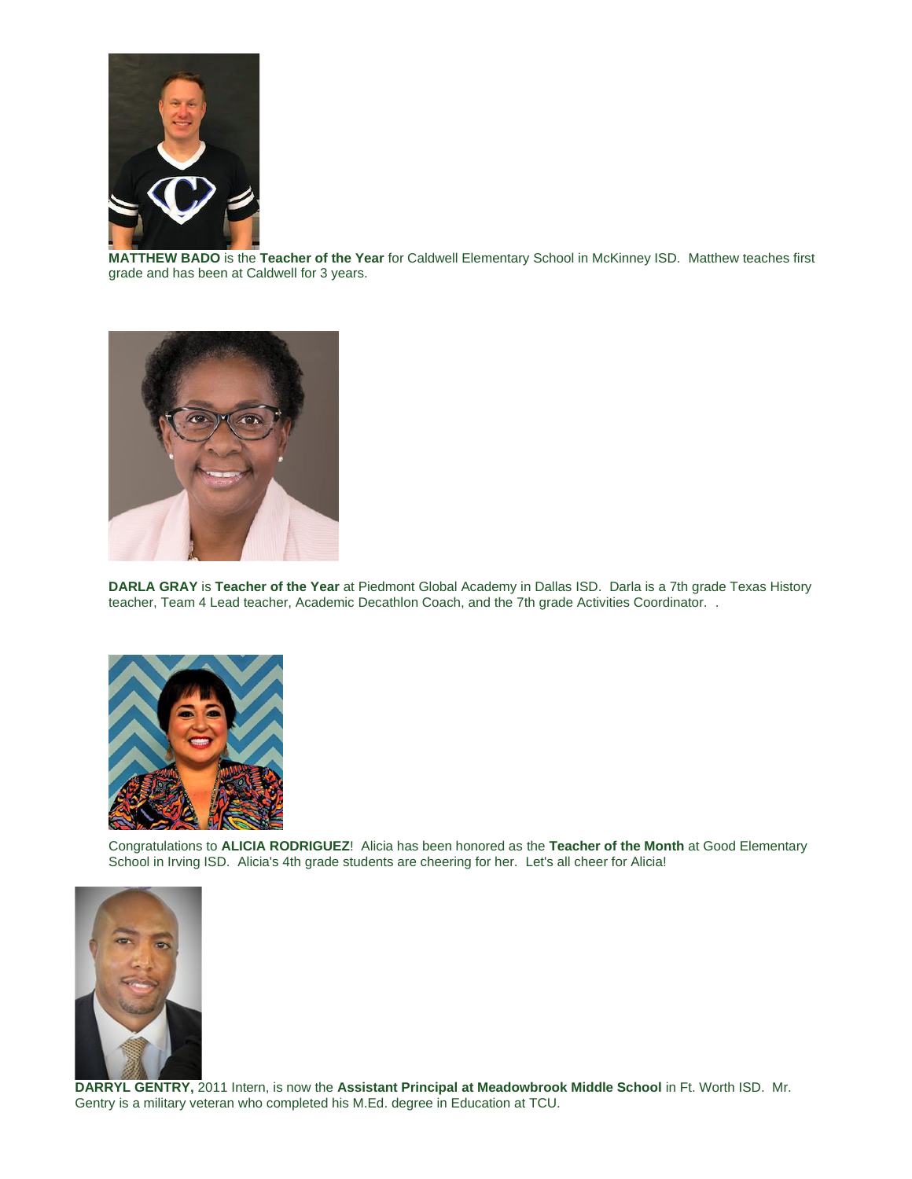**MATTHEW BADO** is the **Teacher of the Year** for Caldwell Elementary School in McKinney ISD. Matthew teaches first grade and has been at Caldwell for 3 years.

**DARLA GRAY** is **Teacher of the Year** at Piedmont Global Academy in Dallas ISD. Darla is a 7th grade Texas History teacher, Team 4 Lead teacher, Academic Decathlon Coach, and the 7th grade Activities Coordinator. .

Congratulations to **ALICIA RODRIGUEZ**! Alicia has been honored as the **Teacher of the Month** at Good Elementary School in Irving ISD. Alicia's 4th grade students are cheering for her. Let's all cheer for Alicia!

**DARRYL GENTRY,** 2011 Intern, is now the **Assistant Principal at Meadowbrook Middle School** in Ft. Worth ISD. Mr. Gentry is a military veteran who completed his M.Ed. degree in Education at TCU.